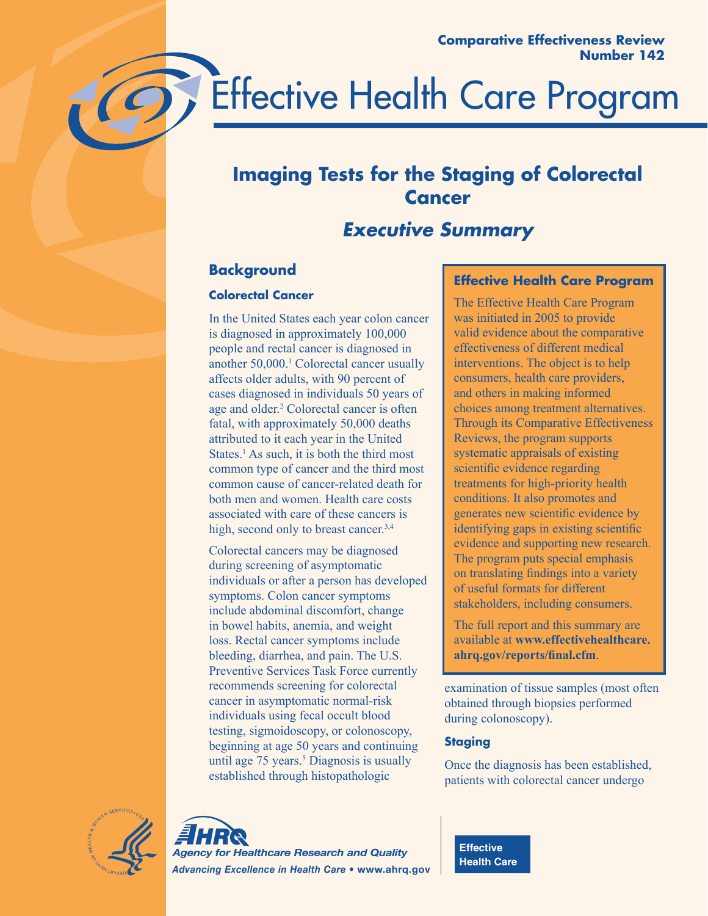Comparative Effectiveness Review
Number 142

# Effective Health Care Program

## Imaging Tests for the Staging of Colorectal Cancer

### *Executive Summary*

## Background

### Colorectal Cancer

In the United States each year colon cancer is diagnosed in approximately 100,000 people and rectal cancer is diagnosed in another 50,000.[1] Colorectal cancer usually affects older adults, with 90 percent of cases diagnosed in individuals 50 years of age and older.[2] Colorectal cancer is often fatal, with approximately 50,000 deaths attributed to it each year in the United States.[1] As such, it is both the third most common type of cancer and the third most common cause of cancer-related death for both men and women. Health care costs associated with care of these cancers is high, second only to breast cancer.[3,4]

Colorectal cancers may be diagnosed during screening of asymptomatic individuals or after a person has developed symptoms. Colon cancer symptoms include abdominal discomfort, change in bowel habits, anemia, and weight loss. Rectal cancer symptoms include bleeding, diarrhea, and pain. The U.S. Preventive Services Task Force currently recommends screening for colorectal cancer in asymptomatic normal-risk individuals using fecal occult blood testing, sigmoidoscopy, or colonoscopy, beginning at age 50 years and continuing until age 75 years.[5] Diagnosis is usually established through histopathologic examination of tissue samples (most often obtained through biopsies performed during colonoscopy).

### Staging

Once the diagnosis has been established, patients with colorectal cancer undergo

---

**Effective Health Care Program**

The Effective Health Care Program was initiated in 2005 to provide valid evidence about the comparative effectiveness of different medical interventions. The object is to help consumers, health care providers, and others in making informed choices among treatment alternatives. Through its Comparative Effectiveness Reviews, the program supports systematic appraisals of existing scientific evidence regarding treatments for high-priority health conditions. It also promotes and generates new scientific evidence by identifying gaps in existing scientific evidence and supporting new research. The program puts special emphasis on translating findings into a variety of useful formats for different stakeholders, including consumers.

The full report and this summary are available at **www.effectivehealthcare.ahrq.gov/reports/final.cfm**.

---

AHRQ
*Agency for Healthcare Research and Quality*
*Advancing Excellence in Health Care* • www.ahrq.gov

Effective Health Care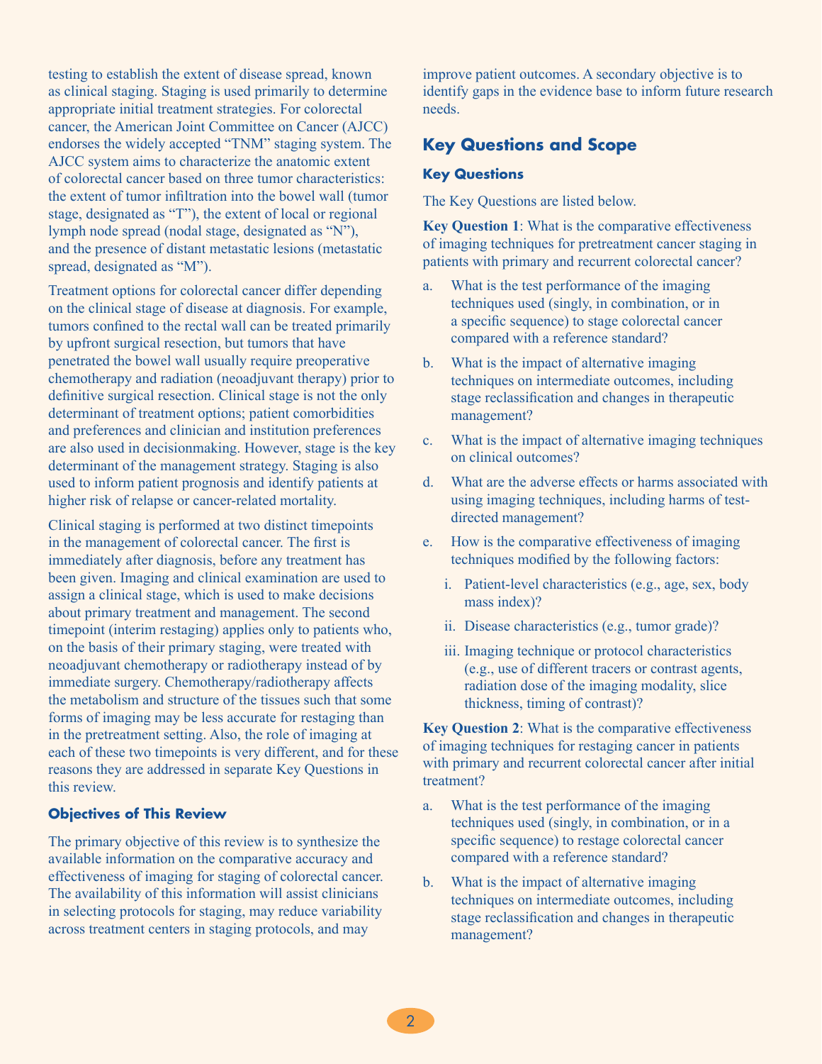testing to establish the extent of disease spread, known as clinical staging. Staging is used primarily to determine appropriate initial treatment strategies. For colorectal cancer, the American Joint Committee on Cancer (AJCC) endorses the widely accepted "TNM" staging system. The AJCC system aims to characterize the anatomic extent of colorectal cancer based on three tumor characteristics: the extent of tumor infiltration into the bowel wall (tumor stage, designated as "T"), the extent of local or regional lymph node spread (nodal stage, designated as "N"), and the presence of distant metastatic lesions (metastatic spread, designated as "M").

Treatment options for colorectal cancer differ depending on the clinical stage of disease at diagnosis. For example, tumors confined to the rectal wall can be treated primarily by upfront surgical resection, but tumors that have penetrated the bowel wall usually require preoperative chemotherapy and radiation (neoadjuvant therapy) prior to definitive surgical resection. Clinical stage is not the only determinant of treatment options; patient comorbidities and preferences and clinician and institution preferences are also used in decisionmaking. However, stage is the key determinant of the management strategy. Staging is also used to inform patient prognosis and identify patients at higher risk of relapse or cancer-related mortality.

Clinical staging is performed at two distinct timepoints in the management of colorectal cancer. The first is immediately after diagnosis, before any treatment has been given. Imaging and clinical examination are used to assign a clinical stage, which is used to make decisions about primary treatment and management. The second timepoint (interim restaging) applies only to patients who, on the basis of their primary staging, were treated with neoadjuvant chemotherapy or radiotherapy instead of by immediate surgery. Chemotherapy/radiotherapy affects the metabolism and structure of the tissues such that some forms of imaging may be less accurate for restaging than in the pretreatment setting. Also, the role of imaging at each of these two timepoints is very different, and for these reasons they are addressed in separate Key Questions in this review.

### Objectives of This Review

The primary objective of this review is to synthesize the available information on the comparative accuracy and effectiveness of imaging for staging of colorectal cancer. The availability of this information will assist clinicians in selecting protocols for staging, may reduce variability across treatment centers in staging protocols, and may improve patient outcomes. A secondary objective is to identify gaps in the evidence base to inform future research needs.

## Key Questions and Scope

### Key Questions

The Key Questions are listed below.

**Key Question 1**: What is the comparative effectiveness of imaging techniques for pretreatment cancer staging in patients with primary and recurrent colorectal cancer?

a. What is the test performance of the imaging techniques used (singly, in combination, or in a specific sequence) to stage colorectal cancer compared with a reference standard?

b. What is the impact of alternative imaging techniques on intermediate outcomes, including stage reclassification and changes in therapeutic management?

c. What is the impact of alternative imaging techniques on clinical outcomes?

d. What are the adverse effects or harms associated with using imaging techniques, including harms of test-directed management?

e. How is the comparative effectiveness of imaging techniques modified by the following factors:

   i. Patient-level characteristics (e.g., age, sex, body mass index)?

   ii. Disease characteristics (e.g., tumor grade)?

   iii. Imaging technique or protocol characteristics (e.g., use of different tracers or contrast agents, radiation dose of the imaging modality, slice thickness, timing of contrast)?

**Key Question 2**: What is the comparative effectiveness of imaging techniques for restaging cancer in patients with primary and recurrent colorectal cancer after initial treatment?

a. What is the test performance of the imaging techniques used (singly, in combination, or in a specific sequence) to restage colorectal cancer compared with a reference standard?

b. What is the impact of alternative imaging techniques on intermediate outcomes, including stage reclassification and changes in therapeutic management?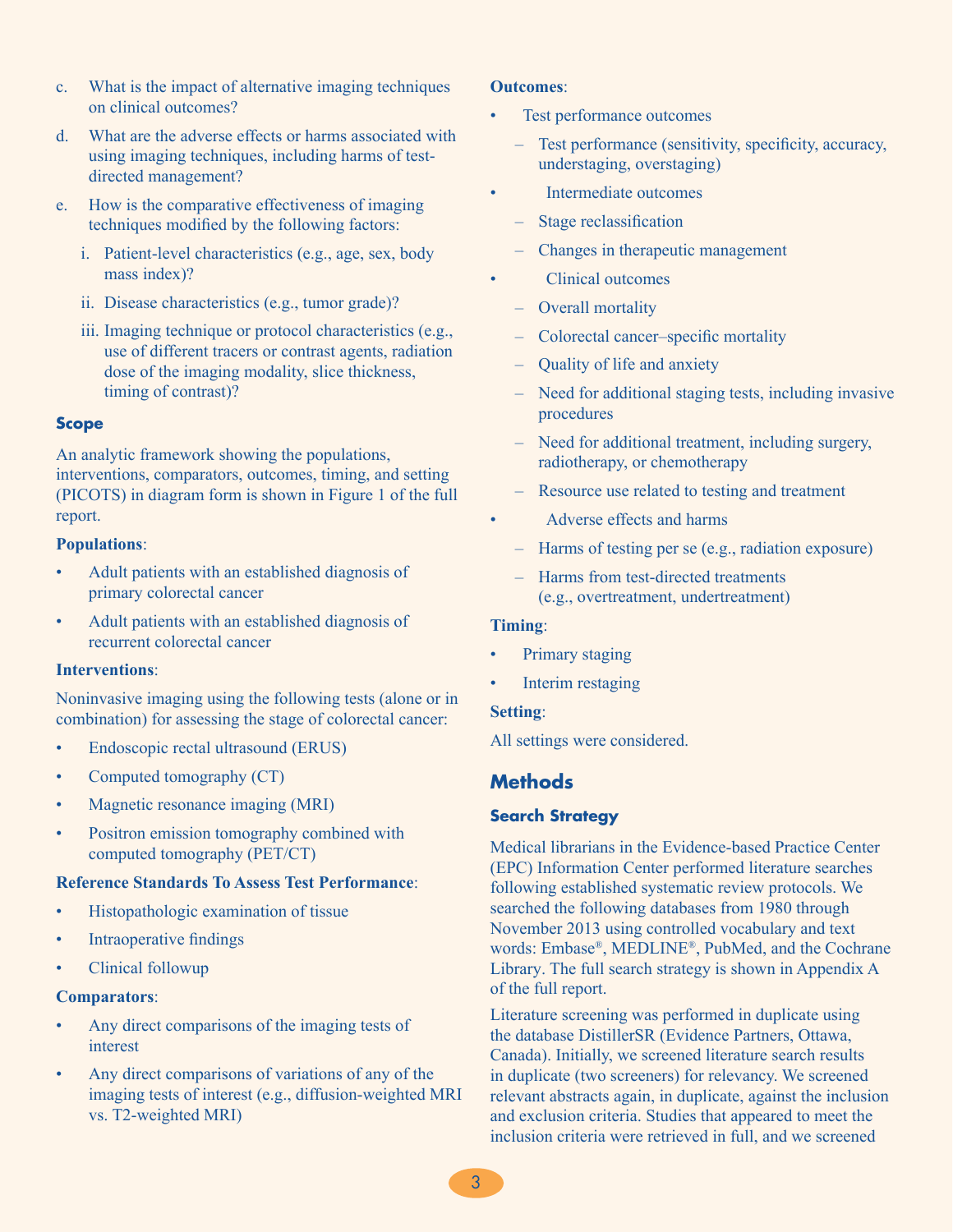c. What is the impact of alternative imaging techniques on clinical outcomes?

d. What are the adverse effects or harms associated with using imaging techniques, including harms of test-directed management?

e. How is the comparative effectiveness of imaging techniques modified by the following factors:

   i. Patient-level characteristics (e.g., age, sex, body mass index)?

   ii. Disease characteristics (e.g., tumor grade)?

   iii. Imaging technique or protocol characteristics (e.g., use of different tracers or contrast agents, radiation dose of the imaging modality, slice thickness, timing of contrast)?

### Scope

An analytic framework showing the populations, interventions, comparators, outcomes, timing, and setting (PICOTS) in diagram form is shown in Figure 1 of the full report.

**Populations**:

- Adult patients with an established diagnosis of primary colorectal cancer
- Adult patients with an established diagnosis of recurrent colorectal cancer

**Interventions**:

Noninvasive imaging using the following tests (alone or in combination) for assessing the stage of colorectal cancer:

- Endoscopic rectal ultrasound (ERUS)
- Computed tomography (CT)
- Magnetic resonance imaging (MRI)
- Positron emission tomography combined with computed tomography (PET/CT)

**Reference Standards To Assess Test Performance**:

- Histopathologic examination of tissue
- Intraoperative findings
- Clinical followup

**Comparators**:

- Any direct comparisons of the imaging tests of interest
- Any direct comparisons of variations of any of the imaging tests of interest (e.g., diffusion-weighted MRI vs. T2-weighted MRI)

**Outcomes**:

- Test performance outcomes
  - Test performance (sensitivity, specificity, accuracy, understaging, overstaging)
- Intermediate outcomes
  - Stage reclassification
  - Changes in therapeutic management
- Clinical outcomes
  - Overall mortality
  - Colorectal cancer–specific mortality
  - Quality of life and anxiety
  - Need for additional staging tests, including invasive procedures
  - Need for additional treatment, including surgery, radiotherapy, or chemotherapy
  - Resource use related to testing and treatment
- Adverse effects and harms
  - Harms of testing per se (e.g., radiation exposure)
  - Harms from test-directed treatments (e.g., overtreatment, undertreatment)

**Timing**:

- Primary staging
- Interim restaging

**Setting**:

All settings were considered.

## Methods

### Search Strategy

Medical librarians in the Evidence-based Practice Center (EPC) Information Center performed literature searches following established systematic review protocols. We searched the following databases from 1980 through November 2013 using controlled vocabulary and text words: Embase®, MEDLINE®, PubMed, and the Cochrane Library. The full search strategy is shown in Appendix A of the full report.

Literature screening was performed in duplicate using the database DistillerSR (Evidence Partners, Ottawa, Canada). Initially, we screened literature search results in duplicate (two screeners) for relevancy. We screened relevant abstracts again, in duplicate, against the inclusion and exclusion criteria. Studies that appeared to meet the inclusion criteria were retrieved in full, and we screened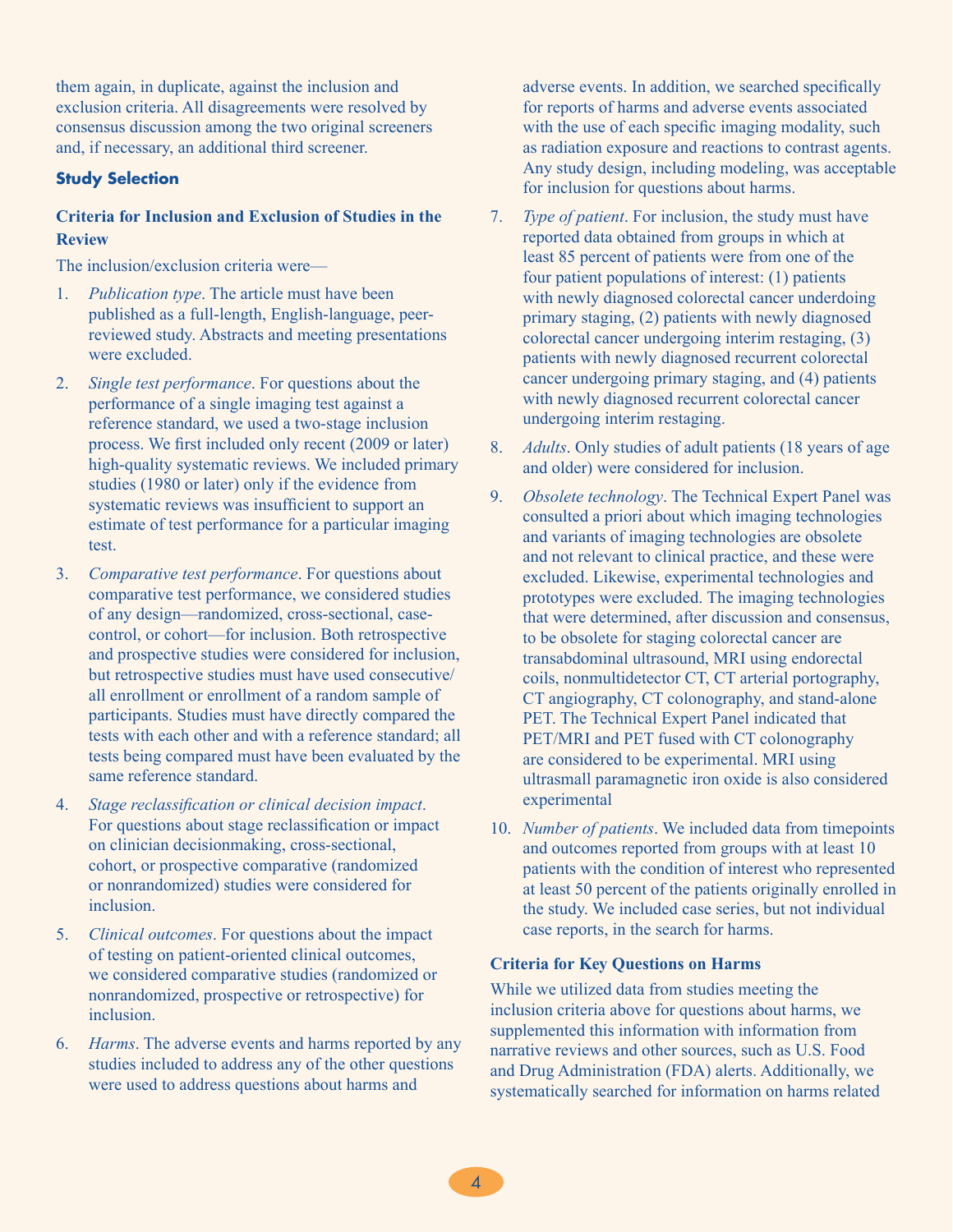them again, in duplicate, against the inclusion and exclusion criteria. All disagreements were resolved by consensus discussion among the two original screeners and, if necessary, an additional third screener.

### Study Selection

#### Criteria for Inclusion and Exclusion of Studies in the Review

The inclusion/exclusion criteria were—

1. *Publication type*. The article must have been published as a full-length, English-language, peer-reviewed study. Abstracts and meeting presentations were excluded.
2. *Single test performance*. For questions about the performance of a single imaging test against a reference standard, we used a two-stage inclusion process. We first included only recent (2009 or later) high-quality systematic reviews. We included primary studies (1980 or later) only if the evidence from systematic reviews was insufficient to support an estimate of test performance for a particular imaging test.
3. *Comparative test performance*. For questions about comparative test performance, we considered studies of any design—randomized, cross-sectional, case-control, or cohort—for inclusion. Both retrospective and prospective studies were considered for inclusion, but retrospective studies must have used consecutive/all enrollment or enrollment of a random sample of participants. Studies must have directly compared the tests with each other and with a reference standard; all tests being compared must have been evaluated by the same reference standard.
4. *Stage reclassification or clinical decision impact*. For questions about stage reclassification or impact on clinician decisionmaking, cross-sectional, cohort, or prospective comparative (randomized or nonrandomized) studies were considered for inclusion.
5. *Clinical outcomes*. For questions about the impact of testing on patient-oriented clinical outcomes, we considered comparative studies (randomized or nonrandomized, prospective or retrospective) for inclusion.
6. *Harms*. The adverse events and harms reported by any studies included to address any of the other questions were used to address questions about harms and adverse events. In addition, we searched specifically for reports of harms and adverse events associated with the use of each specific imaging modality, such as radiation exposure and reactions to contrast agents. Any study design, including modeling, was acceptable for inclusion for questions about harms.
7. *Type of patient*. For inclusion, the study must have reported data obtained from groups in which at least 85 percent of patients were from one of the four patient populations of interest: (1) patients with newly diagnosed colorectal cancer underdoing primary staging, (2) patients with newly diagnosed colorectal cancer undergoing interim restaging, (3) patients with newly diagnosed recurrent colorectal cancer undergoing primary staging, and (4) patients with newly diagnosed recurrent colorectal cancer undergoing interim restaging.
8. *Adults*. Only studies of adult patients (18 years of age and older) were considered for inclusion.
9. *Obsolete technology*. The Technical Expert Panel was consulted a priori about which imaging technologies and variants of imaging technologies are obsolete and not relevant to clinical practice, and these were excluded. Likewise, experimental technologies and prototypes were excluded. The imaging technologies that were determined, after discussion and consensus, to be obsolete for staging colorectal cancer are transabdominal ultrasound, MRI using endorectal coils, nonmultidetector CT, CT arterial portography, CT angiography, CT colonography, and stand-alone PET. The Technical Expert Panel indicated that PET/MRI and PET fused with CT colonography are considered to be experimental. MRI using ultrasmall paramagnetic iron oxide is also considered experimental
10. *Number of patients*. We included data from timepoints and outcomes reported from groups with at least 10 patients with the condition of interest who represented at least 50 percent of the patients originally enrolled in the study. We included case series, but not individual case reports, in the search for harms.

#### Criteria for Key Questions on Harms

While we utilized data from studies meeting the inclusion criteria above for questions about harms, we supplemented this information with information from narrative reviews and other sources, such as U.S. Food and Drug Administration (FDA) alerts. Additionally, we systematically searched for information on harms related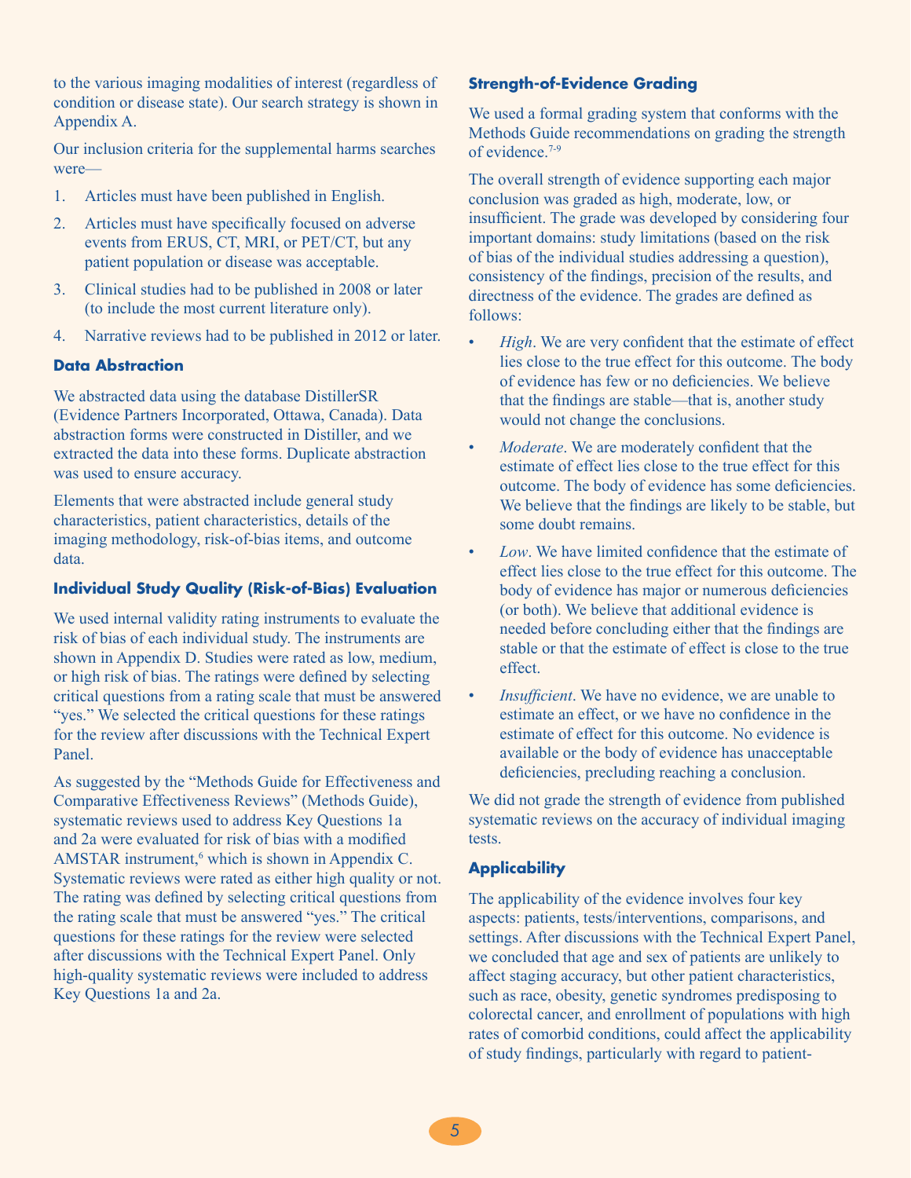to the various imaging modalities of interest (regardless of condition or disease state). Our search strategy is shown in Appendix A.

Our inclusion criteria for the supplemental harms searches were—

1. Articles must have been published in English.
2. Articles must have specifically focused on adverse events from ERUS, CT, MRI, or PET/CT, but any patient population or disease was acceptable.
3. Clinical studies had to be published in 2008 or later (to include the most current literature only).
4. Narrative reviews had to be published in 2012 or later.

### Data Abstraction

We abstracted data using the database DistillerSR (Evidence Partners Incorporated, Ottawa, Canada). Data abstraction forms were constructed in Distiller, and we extracted the data into these forms. Duplicate abstraction was used to ensure accuracy.

Elements that were abstracted include general study characteristics, patient characteristics, details of the imaging methodology, risk-of-bias items, and outcome data.

### Individual Study Quality (Risk-of-Bias) Evaluation

We used internal validity rating instruments to evaluate the risk of bias of each individual study. The instruments are shown in Appendix D. Studies were rated as low, medium, or high risk of bias. The ratings were defined by selecting critical questions from a rating scale that must be answered "yes." We selected the critical questions for these ratings for the review after discussions with the Technical Expert Panel.

As suggested by the "Methods Guide for Effectiveness and Comparative Effectiveness Reviews" (Methods Guide), systematic reviews used to address Key Questions 1a and 2a were evaluated for risk of bias with a modified AMSTAR instrument,[6] which is shown in Appendix C. Systematic reviews were rated as either high quality or not. The rating was defined by selecting critical questions from the rating scale that must be answered "yes." The critical questions for these ratings for the review were selected after discussions with the Technical Expert Panel. Only high-quality systematic reviews were included to address Key Questions 1a and 2a.

### Strength-of-Evidence Grading

We used a formal grading system that conforms with the Methods Guide recommendations on grading the strength of evidence.[7-9]

The overall strength of evidence supporting each major conclusion was graded as high, moderate, low, or insufficient. The grade was developed by considering four important domains: study limitations (based on the risk of bias of the individual studies addressing a question), consistency of the findings, precision of the results, and directness of the evidence. The grades are defined as follows:

- *High*. We are very confident that the estimate of effect lies close to the true effect for this outcome. The body of evidence has few or no deficiencies. We believe that the findings are stable—that is, another study would not change the conclusions.
- *Moderate*. We are moderately confident that the estimate of effect lies close to the true effect for this outcome. The body of evidence has some deficiencies. We believe that the findings are likely to be stable, but some doubt remains.
- *Low*. We have limited confidence that the estimate of effect lies close to the true effect for this outcome. The body of evidence has major or numerous deficiencies (or both). We believe that additional evidence is needed before concluding either that the findings are stable or that the estimate of effect is close to the true effect.
- *Insufficient*. We have no evidence, we are unable to estimate an effect, or we have no confidence in the estimate of effect for this outcome. No evidence is available or the body of evidence has unacceptable deficiencies, precluding reaching a conclusion.

We did not grade the strength of evidence from published systematic reviews on the accuracy of individual imaging tests.

### Applicability

The applicability of the evidence involves four key aspects: patients, tests/interventions, comparisons, and settings. After discussions with the Technical Expert Panel, we concluded that age and sex of patients are unlikely to affect staging accuracy, but other patient characteristics, such as race, obesity, genetic syndromes predisposing to colorectal cancer, and enrollment of populations with high rates of comorbid conditions, could affect the applicability of study findings, particularly with regard to patient-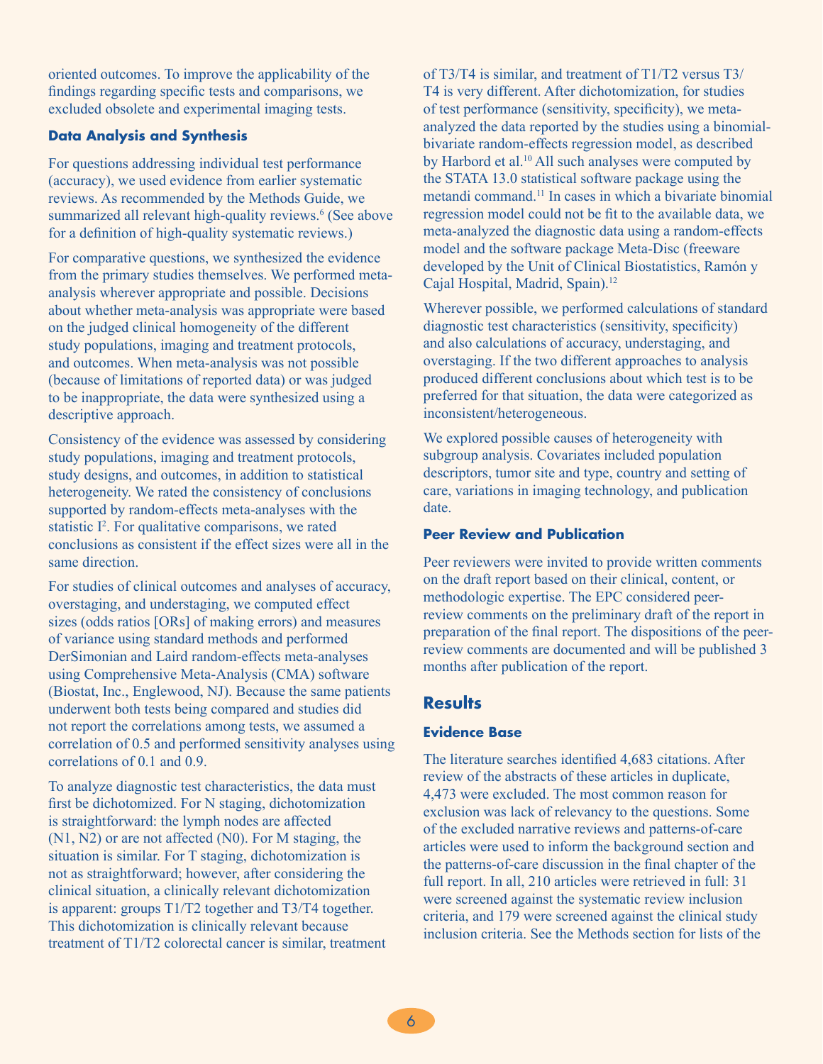oriented outcomes. To improve the applicability of the findings regarding specific tests and comparisons, we excluded obsolete and experimental imaging tests.

### Data Analysis and Synthesis

For questions addressing individual test performance (accuracy), we used evidence from earlier systematic reviews. As recommended by the Methods Guide, we summarized all relevant high-quality reviews.[6] (See above for a definition of high-quality systematic reviews.)

For comparative questions, we synthesized the evidence from the primary studies themselves. We performed meta-analysis wherever appropriate and possible. Decisions about whether meta-analysis was appropriate were based on the judged clinical homogeneity of the different study populations, imaging and treatment protocols, and outcomes. When meta-analysis was not possible (because of limitations of reported data) or was judged to be inappropriate, the data were synthesized using a descriptive approach.

Consistency of the evidence was assessed by considering study populations, imaging and treatment protocols, study designs, and outcomes, in addition to statistical heterogeneity. We rated the consistency of conclusions supported by random-effects meta-analyses with the statistic $I^2$. For qualitative comparisons, we rated conclusions as consistent if the effect sizes were all in the same direction.

For studies of clinical outcomes and analyses of accuracy, overstaging, and understaging, we computed effect sizes (odds ratios [ORs] of making errors) and measures of variance using standard methods and performed DerSimonian and Laird random-effects meta-analyses using Comprehensive Meta-Analysis (CMA) software (Biostat, Inc., Englewood, NJ). Because the same patients underwent both tests being compared and studies did not report the correlations among tests, we assumed a correlation of 0.5 and performed sensitivity analyses using correlations of 0.1 and 0.9.

To analyze diagnostic test characteristics, the data must first be dichotomized. For N staging, dichotomization is straightforward: the lymph nodes are affected (N1, N2) or are not affected (N0). For M staging, the situation is similar. For T staging, dichotomization is not as straightforward; however, after considering the clinical situation, a clinically relevant dichotomization is apparent: groups T1/T2 together and T3/T4 together. This dichotomization is clinically relevant because treatment of T1/T2 colorectal cancer is similar, treatment of T3/T4 is similar, and treatment of T1/T2 versus T3/T4 is very different. After dichotomization, for studies of test performance (sensitivity, specificity), we meta-analyzed the data reported by the studies using a binomial-bivariate random-effects regression model, as described by Harbord et al.[10] All such analyses were computed by the STATA 13.0 statistical software package using the metandi command.[11] In cases in which a bivariate binomial regression model could not be fit to the available data, we meta-analyzed the diagnostic data using a random-effects model and the software package Meta-Disc (freeware developed by the Unit of Clinical Biostatistics, Ramón y Cajal Hospital, Madrid, Spain).[12]

Wherever possible, we performed calculations of standard diagnostic test characteristics (sensitivity, specificity) and also calculations of accuracy, understaging, and overstaging. If the two different approaches to analysis produced different conclusions about which test is to be preferred for that situation, the data were categorized as inconsistent/heterogeneous.

We explored possible causes of heterogeneity with subgroup analysis. Covariates included population descriptors, tumor site and type, country and setting of care, variations in imaging technology, and publication date.

### Peer Review and Publication

Peer reviewers were invited to provide written comments on the draft report based on their clinical, content, or methodologic expertise. The EPC considered peer-review comments on the preliminary draft of the report in preparation of the final report. The dispositions of the peer-review comments are documented and will be published 3 months after publication of the report.

## Results

### Evidence Base

The literature searches identified 4,683 citations. After review of the abstracts of these articles in duplicate, 4,473 were excluded. The most common reason for exclusion was lack of relevancy to the questions. Some of the excluded narrative reviews and patterns-of-care articles were used to inform the background section and the patterns-of-care discussion in the final chapter of the full report. In all, 210 articles were retrieved in full: 31 were screened against the systematic review inclusion criteria, and 179 were screened against the clinical study inclusion criteria. See the Methods section for lists of the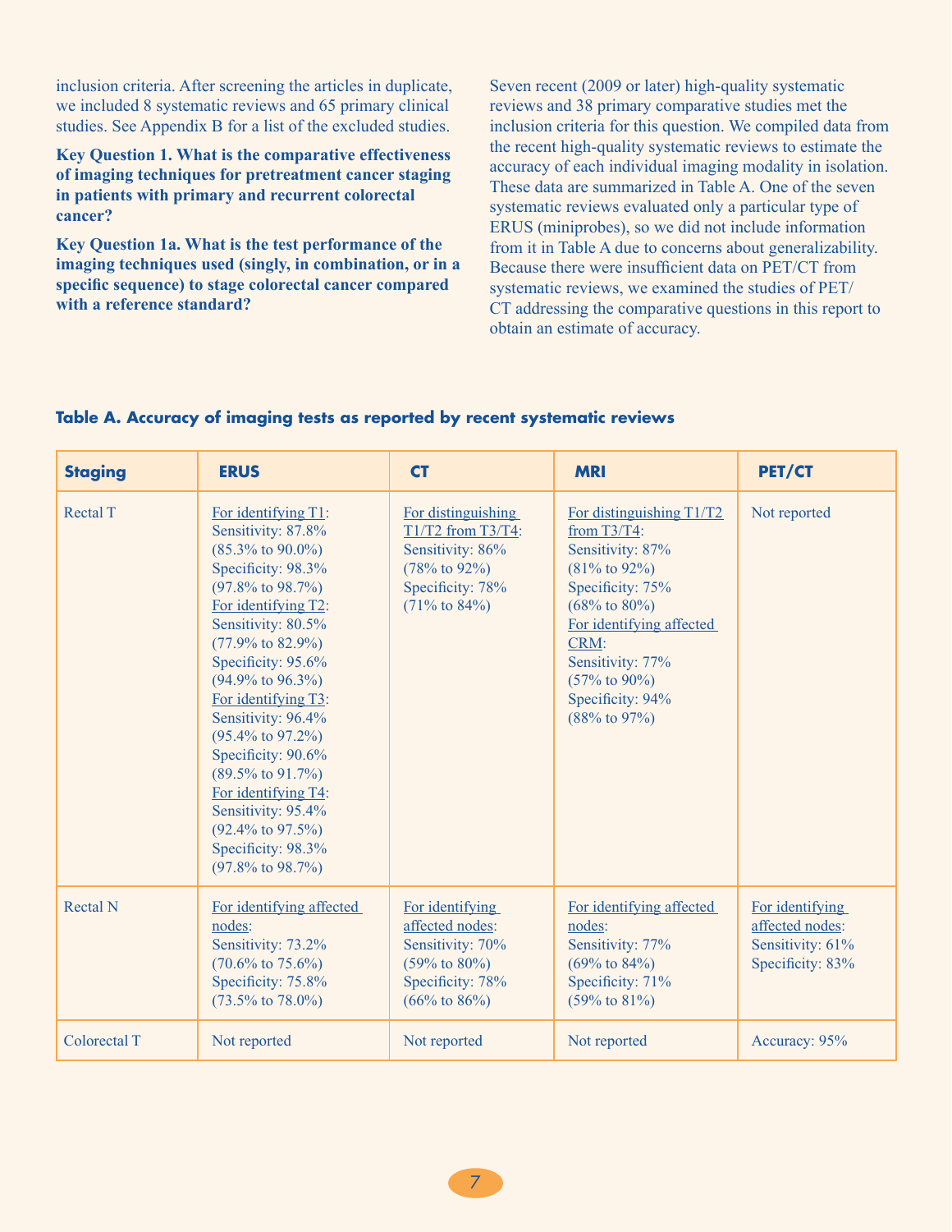inclusion criteria. After screening the articles in duplicate, we included 8 systematic reviews and 65 primary clinical studies. See Appendix B for a list of the excluded studies.

**Key Question 1. What is the comparative effectiveness of imaging techniques for pretreatment cancer staging in patients with primary and recurrent colorectal cancer?**

**Key Question 1a. What is the test performance of the imaging techniques used (singly, in combination, or in a specific sequence) to stage colorectal cancer compared with a reference standard?**

Seven recent (2009 or later) high-quality systematic reviews and 38 primary comparative studies met the inclusion criteria for this question. We compiled data from the recent high-quality systematic reviews to estimate the accuracy of each individual imaging modality in isolation. These data are summarized in Table A. One of the seven systematic reviews evaluated only a particular type of ERUS (miniprobes), so we did not include information from it in Table A due to concerns about generalizability. Because there were insufficient data on PET/CT from systematic reviews, we examined the studies of PET/CT addressing the comparative questions in this report to obtain an estimate of accuracy.

**Table A. Accuracy of imaging tests as reported by recent systematic reviews**

| Staging | ERUS | CT | MRI | PET/CT |
|---|---|---|---|---|
| Rectal T | For identifying T1: Sensitivity: 87.8% (85.3% to 90.0%) Specificity: 98.3% (97.8% to 98.7%) For identifying T2: Sensitivity: 80.5% (77.9% to 82.9%) Specificity: 95.6% (94.9% to 96.3%) For identifying T3: Sensitivity: 96.4% (95.4% to 97.2%) Specificity: 90.6% (89.5% to 91.7%) For identifying T4: Sensitivity: 95.4% (92.4% to 97.5%) Specificity: 98.3% (97.8% to 98.7%) | For distinguishing T1/T2 from T3/T4: Sensitivity: 86% (78% to 92%) Specificity: 78% (71% to 84%) | For distinguishing T1/T2 from T3/T4: Sensitivity: 87% (81% to 92%) Specificity: 75% (68% to 80%) For identifying affected CRM: Sensitivity: 77% (57% to 90%) Specificity: 94% (88% to 97%) | Not reported |
| Rectal N | For identifying affected nodes: Sensitivity: 73.2% (70.6% to 75.6%) Specificity: 75.8% (73.5% to 78.0%) | For identifying affected nodes: Sensitivity: 70% (59% to 80%) Specificity: 78% (66% to 86%) | For identifying affected nodes: Sensitivity: 77% (69% to 84%) Specificity: 71% (59% to 81%) | For identifying affected nodes: Sensitivity: 61% Specificity: 83% |
| Colorectal T | Not reported | Not reported | Not reported | Accuracy: 95% |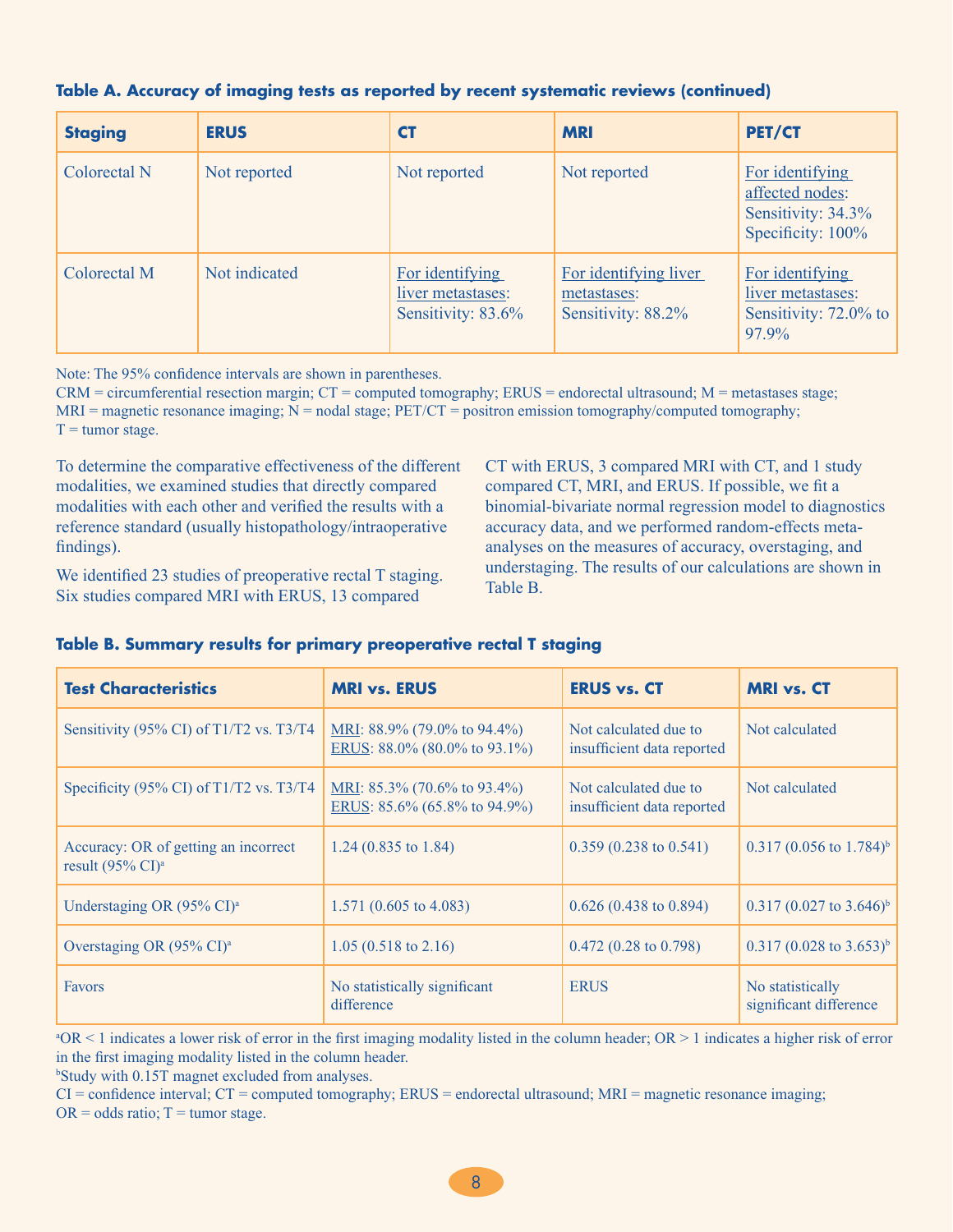**Table A. Accuracy of imaging tests as reported by recent systematic reviews (continued)**

| Staging | ERUS | CT | MRI | PET/CT |
|---|---|---|---|---|
| Colorectal N | Not reported | Not reported | Not reported | For identifying affected nodes: Sensitivity: 34.3% Specificity: 100% |
| Colorectal M | Not indicated | For identifying liver metastases: Sensitivity: 83.6% | For identifying liver metastases: Sensitivity: 88.2% | For identifying liver metastases: Sensitivity: 72.0% to 97.9% |

Note: The 95% confidence intervals are shown in parentheses.
CRM = circumferential resection margin; CT = computed tomography; ERUS = endorectal ultrasound; M = metastases stage; MRI = magnetic resonance imaging; N = nodal stage; PET/CT = positron emission tomography/computed tomography; T = tumor stage.

To determine the comparative effectiveness of the different modalities, we examined studies that directly compared modalities with each other and verified the results with a reference standard (usually histopathology/intraoperative findings).

We identified 23 studies of preoperative rectal T staging. Six studies compared MRI with ERUS, 13 compared CT with ERUS, 3 compared MRI with CT, and 1 study compared CT, MRI, and ERUS. If possible, we fit a binomial-bivariate normal regression model to diagnostics accuracy data, and we performed random-effects meta-analyses on the measures of accuracy, overstaging, and understaging. The results of our calculations are shown in Table B.

**Table B. Summary results for primary preoperative rectal T staging**

| Test Characteristics | MRI vs. ERUS | ERUS vs. CT | MRI vs. CT |
|---|---|---|---|
| Sensitivity (95% CI) of T1/T2 vs. T3/T4 | MRI: 88.9% (79.0% to 94.4%) ERUS: 88.0% (80.0% to 93.1%) | Not calculated due to insufficient data reported | Not calculated |
| Specificity (95% CI) of T1/T2 vs. T3/T4 | MRI: 85.3% (70.6% to 93.4%) ERUS: 85.6% (65.8% to 94.9%) | Not calculated due to insufficient data reported | Not calculated |
| Accuracy: OR of getting an incorrect result (95% CI)[a] | 1.24 (0.835 to 1.84) | 0.359 (0.238 to 0.541) | 0.317 (0.056 to 1.784)[b] |
| Understaging OR (95% CI)[a] | 1.571 (0.605 to 4.083) | 0.626 (0.438 to 0.894) | 0.317 (0.027 to 3.646)[b] |
| Overstaging OR (95% CI)[a] | 1.05 (0.518 to 2.16) | 0.472 (0.28 to 0.798) | 0.317 (0.028 to 3.653)[b] |
| Favors | No statistically significant difference | ERUS | No statistically significant difference |

[a]OR < 1 indicates a lower risk of error in the first imaging modality listed in the column header; OR > 1 indicates a higher risk of error in the first imaging modality listed in the column header.
[b]Study with 0.15T magnet excluded from analyses.
CI = confidence interval; CT = computed tomography; ERUS = endorectal ultrasound; MRI = magnetic resonance imaging; OR = odds ratio; T = tumor stage.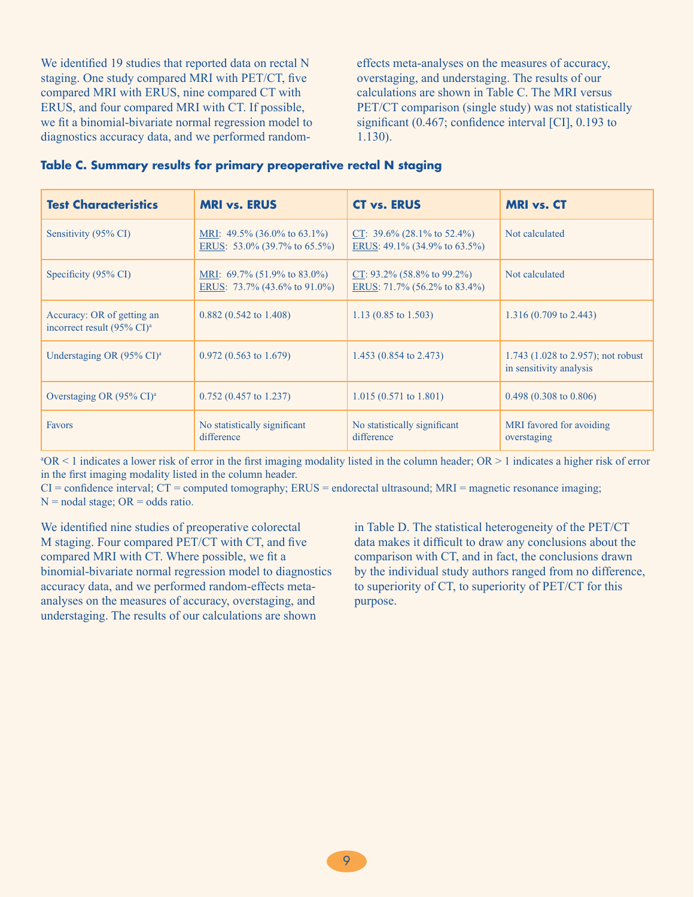We identified 19 studies that reported data on rectal N staging. One study compared MRI with PET/CT, five compared MRI with ERUS, nine compared CT with ERUS, and four compared MRI with CT. If possible, we fit a binomial-bivariate normal regression model to diagnostics accuracy data, and we performed random-effects meta-analyses on the measures of accuracy, overstaging, and understaging. The results of our calculations are shown in Table C. The MRI versus PET/CT comparison (single study) was not statistically significant (0.467; confidence interval [CI], 0.193 to 1.130).

**Table C. Summary results for primary preoperative rectal N staging**

| Test Characteristics | MRI vs. ERUS | CT vs. ERUS | MRI vs. CT |
|---|---|---|---|
| Sensitivity (95% CI) | MRI: 49.5% (36.0% to 63.1%)<br>ERUS: 53.0% (39.7% to 65.5%) | CT: 39.6% (28.1% to 52.4%)<br>ERUS: 49.1% (34.9% to 63.5%) | Not calculated |
| Specificity (95% CI) | MRI: 69.7% (51.9% to 83.0%)<br>ERUS: 73.7% (43.6% to 91.0%) | CT: 93.2% (58.8% to 99.2%)<br>ERUS: 71.7% (56.2% to 83.4%) | Not calculated |
| Accuracy: OR of getting an incorrect result (95% CI)[a] | 0.882 (0.542 to 1.408) | 1.13 (0.85 to 1.503) | 1.316 (0.709 to 2.443) |
| Understaging OR (95% CI)[a] | 0.972 (0.563 to 1.679) | 1.453 (0.854 to 2.473) | 1.743 (1.028 to 2.957); not robust in sensitivity analysis |
| Overstaging OR (95% CI)[a] | 0.752 (0.457 to 1.237) | 1.015 (0.571 to 1.801) | 0.498 (0.308 to 0.806) |
| Favors | No statistically significant difference | No statistically significant difference | MRI favored for avoiding overstaging |

[a]OR < 1 indicates a lower risk of error in the first imaging modality listed in the column header; OR > 1 indicates a higher risk of error in the first imaging modality listed in the column header.
CI = confidence interval; CT = computed tomography; ERUS = endorectal ultrasound; MRI = magnetic resonance imaging; N = nodal stage; OR = odds ratio.

We identified nine studies of preoperative colorectal M staging. Four compared PET/CT with CT, and five compared MRI with CT. Where possible, we fit a binomial-bivariate normal regression model to diagnostics accuracy data, and we performed random-effects meta-analyses on the measures of accuracy, overstaging, and understaging. The results of our calculations are shown in Table D. The statistical heterogeneity of the PET/CT data makes it difficult to draw any conclusions about the comparison with CT, and in fact, the conclusions drawn by the individual study authors ranged from no difference, to superiority of CT, to superiority of PET/CT for this purpose.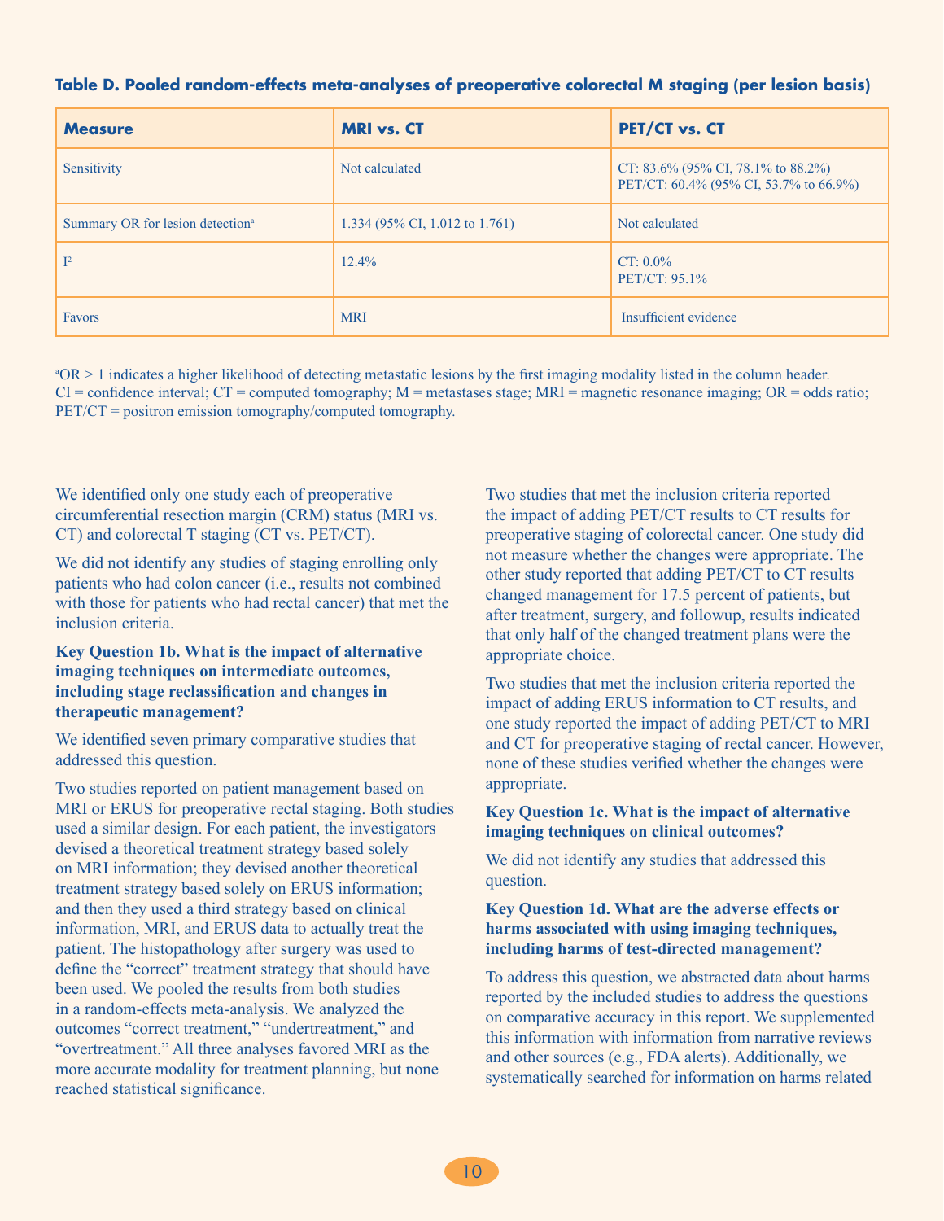**Table D. Pooled random-effects meta-analyses of preoperative colorectal M staging (per lesion basis)**

| Measure | MRI vs. CT | PET/CT vs. CT |
|---|---|---|
| Sensitivity | Not calculated | CT: 83.6% (95% CI, 78.1% to 88.2%)<br>PET/CT: 60.4% (95% CI, 53.7% to 66.9%) |
| Summary OR for lesion detection[a] | 1.334 (95% CI, 1.012 to 1.761) | Not calculated |
| $I^2$ | 12.4% | CT: 0.0%<br>PET/CT: 95.1% |
| Favors | MRI | Insufficient evidence |

[a]OR > 1 indicates a higher likelihood of detecting metastatic lesions by the first imaging modality listed in the column header.
CI = confidence interval; CT = computed tomography; M = metastases stage; MRI = magnetic resonance imaging; OR = odds ratio; PET/CT = positron emission tomography/computed tomography.

We identified only one study each of preoperative circumferential resection margin (CRM) status (MRI vs. CT) and colorectal T staging (CT vs. PET/CT).

We did not identify any studies of staging enrolling only patients who had colon cancer (i.e., results not combined with those for patients who had rectal cancer) that met the inclusion criteria.

**Key Question 1b. What is the impact of alternative imaging techniques on intermediate outcomes, including stage reclassification and changes in therapeutic management?**

We identified seven primary comparative studies that addressed this question.

Two studies reported on patient management based on MRI or ERUS for preoperative rectal staging. Both studies used a similar design. For each patient, the investigators devised a theoretical treatment strategy based solely on MRI information; they devised another theoretical treatment strategy based solely on ERUS information; and then they used a third strategy based on clinical information, MRI, and ERUS data to actually treat the patient. The histopathology after surgery was used to define the "correct" treatment strategy that should have been used. We pooled the results from both studies in a random-effects meta-analysis. We analyzed the outcomes "correct treatment," "undertreatment," and "overtreatment." All three analyses favored MRI as the more accurate modality for treatment planning, but none reached statistical significance.

Two studies that met the inclusion criteria reported the impact of adding PET/CT results to CT results for preoperative staging of colorectal cancer. One study did not measure whether the changes were appropriate. The other study reported that adding PET/CT to CT results changed management for 17.5 percent of patients, but after treatment, surgery, and followup, results indicated that only half of the changed treatment plans were the appropriate choice.

Two studies that met the inclusion criteria reported the impact of adding ERUS information to CT results, and one study reported the impact of adding PET/CT to MRI and CT for preoperative staging of rectal cancer. However, none of these studies verified whether the changes were appropriate.

**Key Question 1c. What is the impact of alternative imaging techniques on clinical outcomes?**

We did not identify any studies that addressed this question.

**Key Question 1d. What are the adverse effects or harms associated with using imaging techniques, including harms of test-directed management?**

To address this question, we abstracted data about harms reported by the included studies to address the questions on comparative accuracy in this report. We supplemented this information with information from narrative reviews and other sources (e.g., FDA alerts). Additionally, we systematically searched for information on harms related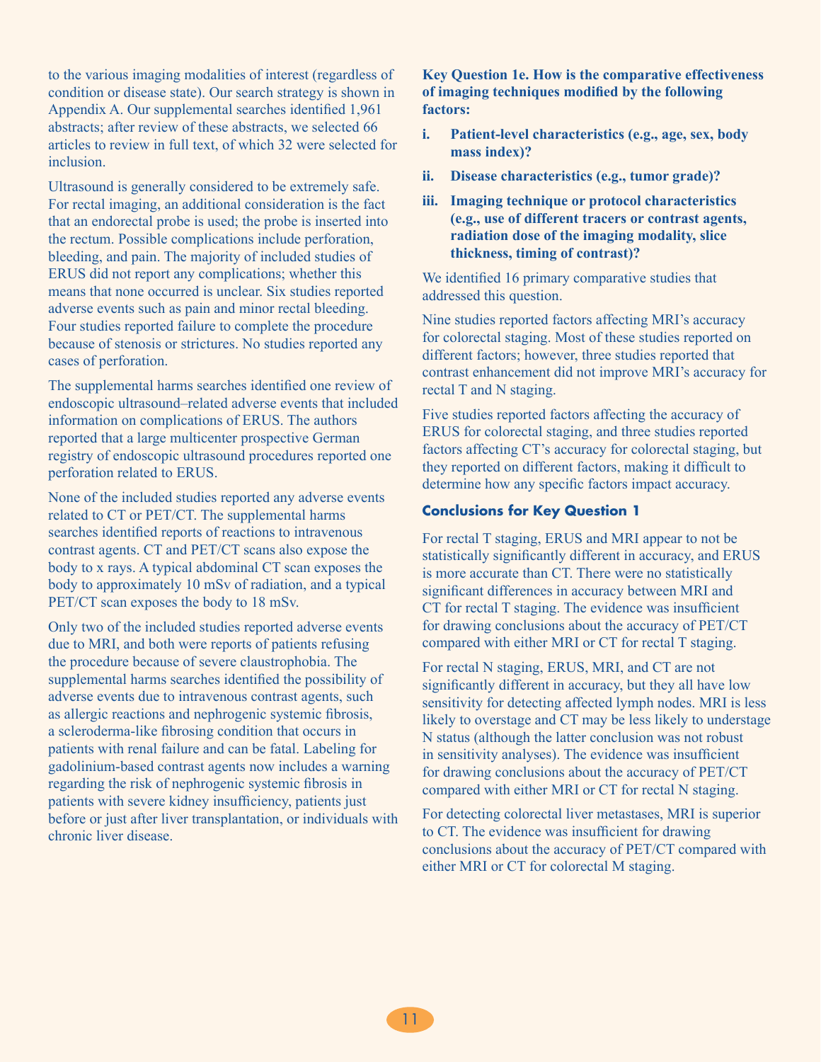to the various imaging modalities of interest (regardless of condition or disease state). Our search strategy is shown in Appendix A. Our supplemental searches identified 1,961 abstracts; after review of these abstracts, we selected 66 articles to review in full text, of which 32 were selected for inclusion.

Ultrasound is generally considered to be extremely safe. For rectal imaging, an additional consideration is the fact that an endorectal probe is used; the probe is inserted into the rectum. Possible complications include perforation, bleeding, and pain. The majority of included studies of ERUS did not report any complications; whether this means that none occurred is unclear. Six studies reported adverse events such as pain and minor rectal bleeding. Four studies reported failure to complete the procedure because of stenosis or strictures. No studies reported any cases of perforation.

The supplemental harms searches identified one review of endoscopic ultrasound–related adverse events that included information on complications of ERUS. The authors reported that a large multicenter prospective German registry of endoscopic ultrasound procedures reported one perforation related to ERUS.

None of the included studies reported any adverse events related to CT or PET/CT. The supplemental harms searches identified reports of reactions to intravenous contrast agents. CT and PET/CT scans also expose the body to x rays. A typical abdominal CT scan exposes the body to approximately 10 mSv of radiation, and a typical PET/CT scan exposes the body to 18 mSv.

Only two of the included studies reported adverse events due to MRI, and both were reports of patients refusing the procedure because of severe claustrophobia. The supplemental harms searches identified the possibility of adverse events due to intravenous contrast agents, such as allergic reactions and nephrogenic systemic fibrosis, a scleroderma-like fibrosing condition that occurs in patients with renal failure and can be fatal. Labeling for gadolinium-based contrast agents now includes a warning regarding the risk of nephrogenic systemic fibrosis in patients with severe kidney insufficiency, patients just before or just after liver transplantation, or individuals with chronic liver disease.

**Key Question 1e. How is the comparative effectiveness of imaging techniques modified by the following factors:**

i. **Patient-level characteristics (e.g., age, sex, body mass index)?**

ii. **Disease characteristics (e.g., tumor grade)?**

iii. **Imaging technique or protocol characteristics (e.g., use of different tracers or contrast agents, radiation dose of the imaging modality, slice thickness, timing of contrast)?**

We identified 16 primary comparative studies that addressed this question.

Nine studies reported factors affecting MRI's accuracy for colorectal staging. Most of these studies reported on different factors; however, three studies reported that contrast enhancement did not improve MRI's accuracy for rectal T and N staging.

Five studies reported factors affecting the accuracy of ERUS for colorectal staging, and three studies reported factors affecting CT's accuracy for colorectal staging, but they reported on different factors, making it difficult to determine how any specific factors impact accuracy.

### Conclusions for Key Question 1

For rectal T staging, ERUS and MRI appear to not be statistically significantly different in accuracy, and ERUS is more accurate than CT. There were no statistically significant differences in accuracy between MRI and CT for rectal T staging. The evidence was insufficient for drawing conclusions about the accuracy of PET/CT compared with either MRI or CT for rectal T staging.

For rectal N staging, ERUS, MRI, and CT are not significantly different in accuracy, but they all have low sensitivity for detecting affected lymph nodes. MRI is less likely to overstage and CT may be less likely to understage N status (although the latter conclusion was not robust in sensitivity analyses). The evidence was insufficient for drawing conclusions about the accuracy of PET/CT compared with either MRI or CT for rectal N staging.

For detecting colorectal liver metastases, MRI is superior to CT. The evidence was insufficient for drawing conclusions about the accuracy of PET/CT compared with either MRI or CT for colorectal M staging.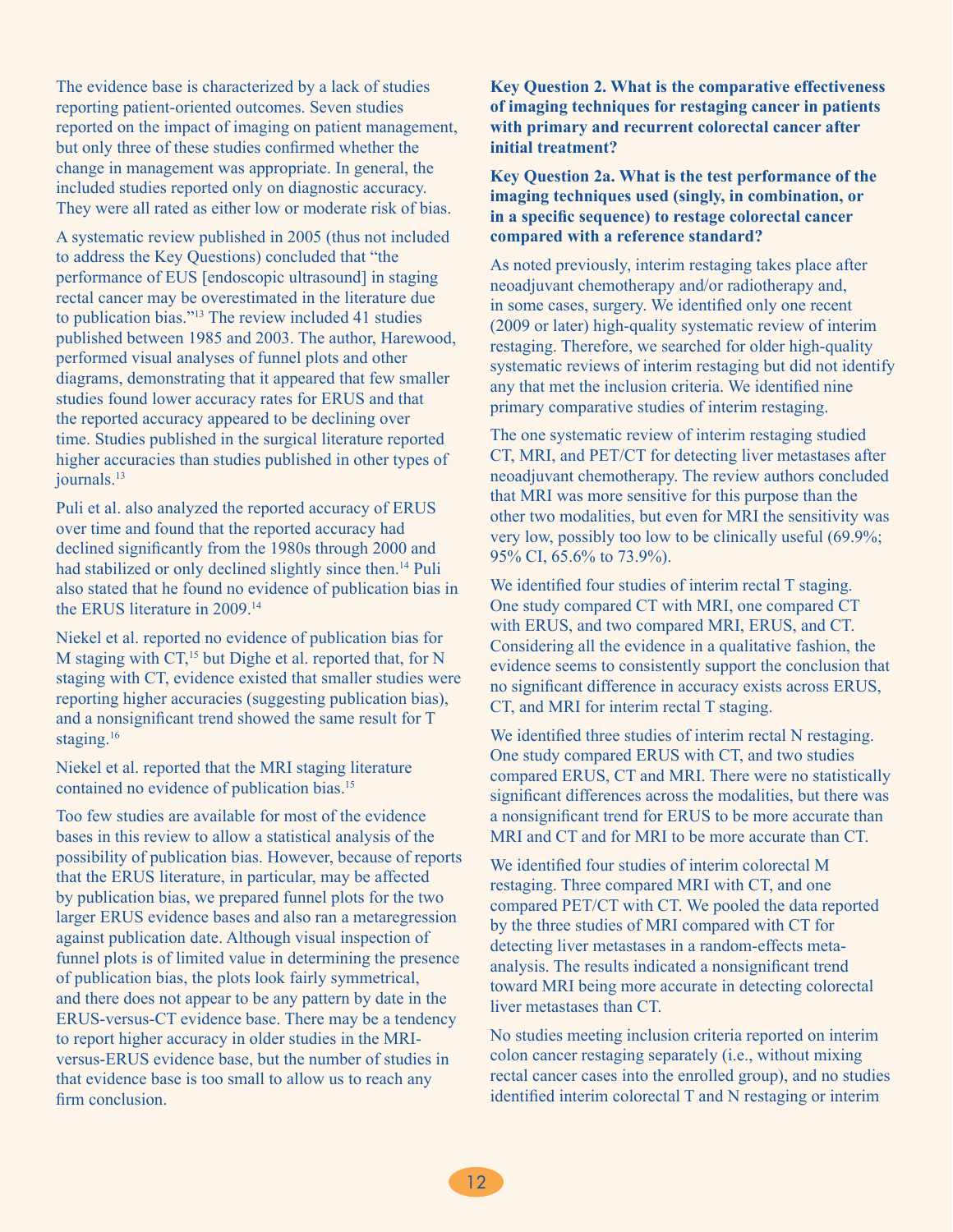The evidence base is characterized by a lack of studies reporting patient-oriented outcomes. Seven studies reported on the impact of imaging on patient management, but only three of these studies confirmed whether the change in management was appropriate. In general, the included studies reported only on diagnostic accuracy. They were all rated as either low or moderate risk of bias.

A systematic review published in 2005 (thus not included to address the Key Questions) concluded that "the performance of EUS [endoscopic ultrasound] in staging rectal cancer may be overestimated in the literature due to publication bias."[13] The review included 41 studies published between 1985 and 2003. The author, Harewood, performed visual analyses of funnel plots and other diagrams, demonstrating that it appeared that few smaller studies found lower accuracy rates for ERUS and that the reported accuracy appeared to be declining over time. Studies published in the surgical literature reported higher accuracies than studies published in other types of journals.[13]

Puli et al. also analyzed the reported accuracy of ERUS over time and found that the reported accuracy had declined significantly from the 1980s through 2000 and had stabilized or only declined slightly since then.[14] Puli also stated that he found no evidence of publication bias in the ERUS literature in 2009.[14]

Niekel et al. reported no evidence of publication bias for M staging with CT,[15] but Dighe et al. reported that, for N staging with CT, evidence existed that smaller studies were reporting higher accuracies (suggesting publication bias), and a nonsignificant trend showed the same result for T staging.[16]

Niekel et al. reported that the MRI staging literature contained no evidence of publication bias.[15]

Too few studies are available for most of the evidence bases in this review to allow a statistical analysis of the possibility of publication bias. However, because of reports that the ERUS literature, in particular, may be affected by publication bias, we prepared funnel plots for the two larger ERUS evidence bases and also ran a metaregression against publication date. Although visual inspection of funnel plots is of limited value in determining the presence of publication bias, the plots look fairly symmetrical, and there does not appear to be any pattern by date in the ERUS-versus-CT evidence base. There may be a tendency to report higher accuracy in older studies in the MRI-versus-ERUS evidence base, but the number of studies in that evidence base is too small to allow us to reach any firm conclusion.

**Key Question 2. What is the comparative effectiveness of imaging techniques for restaging cancer in patients with primary and recurrent colorectal cancer after initial treatment?**

**Key Question 2a. What is the test performance of the imaging techniques used (singly, in combination, or in a specific sequence) to restage colorectal cancer compared with a reference standard?**

As noted previously, interim restaging takes place after neoadjuvant chemotherapy and/or radiotherapy and, in some cases, surgery. We identified only one recent (2009 or later) high-quality systematic review of interim restaging. Therefore, we searched for older high-quality systematic reviews of interim restaging but did not identify any that met the inclusion criteria. We identified nine primary comparative studies of interim restaging.

The one systematic review of interim restaging studied CT, MRI, and PET/CT for detecting liver metastases after neoadjuvant chemotherapy. The review authors concluded that MRI was more sensitive for this purpose than the other two modalities, but even for MRI the sensitivity was very low, possibly too low to be clinically useful (69.9%; 95% CI, 65.6% to 73.9%).

We identified four studies of interim rectal T staging. One study compared CT with MRI, one compared CT with ERUS, and two compared MRI, ERUS, and CT. Considering all the evidence in a qualitative fashion, the evidence seems to consistently support the conclusion that no significant difference in accuracy exists across ERUS, CT, and MRI for interim rectal T staging.

We identified three studies of interim rectal N restaging. One study compared ERUS with CT, and two studies compared ERUS, CT and MRI. There were no statistically significant differences across the modalities, but there was a nonsignificant trend for ERUS to be more accurate than MRI and CT and for MRI to be more accurate than CT.

We identified four studies of interim colorectal M restaging. Three compared MRI with CT, and one compared PET/CT with CT. We pooled the data reported by the three studies of MRI compared with CT for detecting liver metastases in a random-effects meta-analysis. The results indicated a nonsignificant trend toward MRI being more accurate in detecting colorectal liver metastases than CT.

No studies meeting inclusion criteria reported on interim colon cancer restaging separately (i.e., without mixing rectal cancer cases into the enrolled group), and no studies identified interim colorectal T and N restaging or interim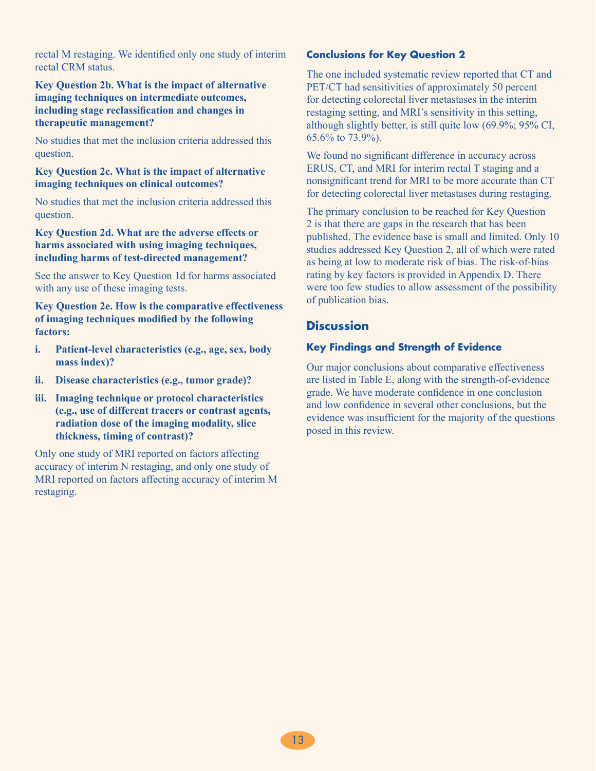rectal M restaging. We identified only one study of interim rectal CRM status.

**Key Question 2b. What is the impact of alternative imaging techniques on intermediate outcomes, including stage reclassification and changes in therapeutic management?**

No studies that met the inclusion criteria addressed this question.

**Key Question 2c. What is the impact of alternative imaging techniques on clinical outcomes?**

No studies that met the inclusion criteria addressed this question.

**Key Question 2d. What are the adverse effects or harms associated with using imaging techniques, including harms of test-directed management?**

See the answer to Key Question 1d for harms associated with any use of these imaging tests.

**Key Question 2e. How is the comparative effectiveness of imaging techniques modified by the following factors:**

i. **Patient-level characteristics (e.g., age, sex, body mass index)?**

ii. **Disease characteristics (e.g., tumor grade)?**

iii. **Imaging technique or protocol characteristics (e.g., use of different tracers or contrast agents, radiation dose of the imaging modality, slice thickness, timing of contrast)?**

Only one study of MRI reported on factors affecting accuracy of interim N restaging, and only one study of MRI reported on factors affecting accuracy of interim M restaging.

### Conclusions for Key Question 2

The one included systematic review reported that CT and PET/CT had sensitivities of approximately 50 percent for detecting colorectal liver metastases in the interim restaging setting, and MRI's sensitivity in this setting, although slightly better, is still quite low (69.9%; 95% CI, 65.6% to 73.9%).

We found no significant difference in accuracy across ERUS, CT, and MRI for interim rectal T staging and a nonsignificant trend for MRI to be more accurate than CT for detecting colorectal liver metastases during restaging.

The primary conclusion to be reached for Key Question 2 is that there are gaps in the research that has been published. The evidence base is small and limited. Only 10 studies addressed Key Question 2, all of which were rated as being at low to moderate risk of bias. The risk-of-bias rating by key factors is provided in Appendix D. There were too few studies to allow assessment of the possibility of publication bias.

## Discussion

### Key Findings and Strength of Evidence

Our major conclusions about comparative effectiveness are listed in Table E, along with the strength-of-evidence grade. We have moderate confidence in one conclusion and low confidence in several other conclusions, but the evidence was insufficient for the majority of the questions posed in this review.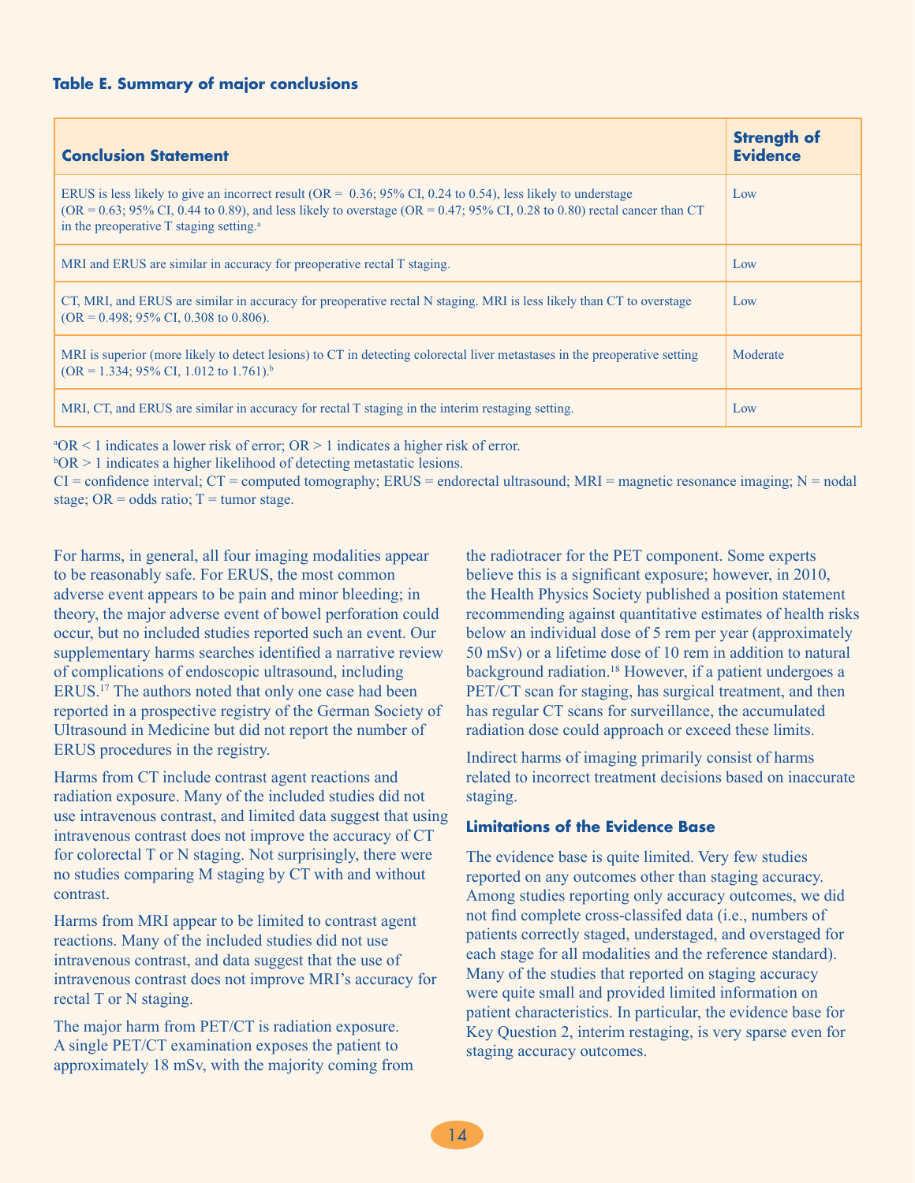**Table E. Summary of major conclusions**

| Conclusion Statement | Strength of Evidence |
|---|---|
| ERUS is less likely to give an incorrect result (OR = 0.36; 95% CI, 0.24 to 0.54), less likely to understage (OR = 0.63; 95% CI, 0.44 to 0.89), and less likely to overstage (OR = 0.47; 95% CI, 0.28 to 0.80) rectal cancer than CT in the preoperative T staging setting.[a] | Low |
| MRI and ERUS are similar in accuracy for preoperative rectal T staging. | Low |
| CT, MRI, and ERUS are similar in accuracy for preoperative rectal N staging. MRI is less likely than CT to overstage (OR = 0.498; 95% CI, 0.308 to 0.806). | Low |
| MRI is superior (more likely to detect lesions) to CT in detecting colorectal liver metastases in the preoperative setting (OR = 1.334; 95% CI, 1.012 to 1.761).[b] | Moderate |
| MRI, CT, and ERUS are similar in accuracy for rectal T staging in the interim restaging setting. | Low |

[a]OR < 1 indicates a lower risk of error; OR > 1 indicates a higher risk of error.
[b]OR > 1 indicates a higher likelihood of detecting metastatic lesions.
CI = confidence interval; CT = computed tomography; ERUS = endorectal ultrasound; MRI = magnetic resonance imaging; N = nodal stage; OR = odds ratio; T = tumor stage.

For harms, in general, all four imaging modalities appear to be reasonably safe. For ERUS, the most common adverse event appears to be pain and minor bleeding; in theory, the major adverse event of bowel perforation could occur, but no included studies reported such an event. Our supplementary harms searches identified a narrative review of complications of endoscopic ultrasound, including ERUS.[17] The authors noted that only one case had been reported in a prospective registry of the German Society of Ultrasound in Medicine but did not report the number of ERUS procedures in the registry.

Harms from CT include contrast agent reactions and radiation exposure. Many of the included studies did not use intravenous contrast, and limited data suggest that using intravenous contrast does not improve the accuracy of CT for colorectal T or N staging. Not surprisingly, there were no studies comparing M staging by CT with and without contrast.

Harms from MRI appear to be limited to contrast agent reactions. Many of the included studies did not use intravenous contrast, and data suggest that the use of intravenous contrast does not improve MRI's accuracy for rectal T or N staging.

The major harm from PET/CT is radiation exposure. A single PET/CT examination exposes the patient to approximately 18 mSv, with the majority coming from the radiotracer for the PET component. Some experts believe this is a significant exposure; however, in 2010, the Health Physics Society published a position statement recommending against quantitative estimates of health risks below an individual dose of 5 rem per year (approximately 50 mSv) or a lifetime dose of 10 rem in addition to natural background radiation.[18] However, if a patient undergoes a PET/CT scan for staging, has surgical treatment, and then has regular CT scans for surveillance, the accumulated radiation dose could approach or exceed these limits.

Indirect harms of imaging primarily consist of harms related to incorrect treatment decisions based on inaccurate staging.

### Limitations of the Evidence Base

The evidence base is quite limited. Very few studies reported on any outcomes other than staging accuracy. Among studies reporting only accuracy outcomes, we did not find complete cross-classifed data (i.e., numbers of patients correctly staged, understaged, and overstaged for each stage for all modalities and the reference standard). Many of the studies that reported on staging accuracy were quite small and provided limited information on patient characteristics. In particular, the evidence base for Key Question 2, interim restaging, is very sparse even for staging accuracy outcomes.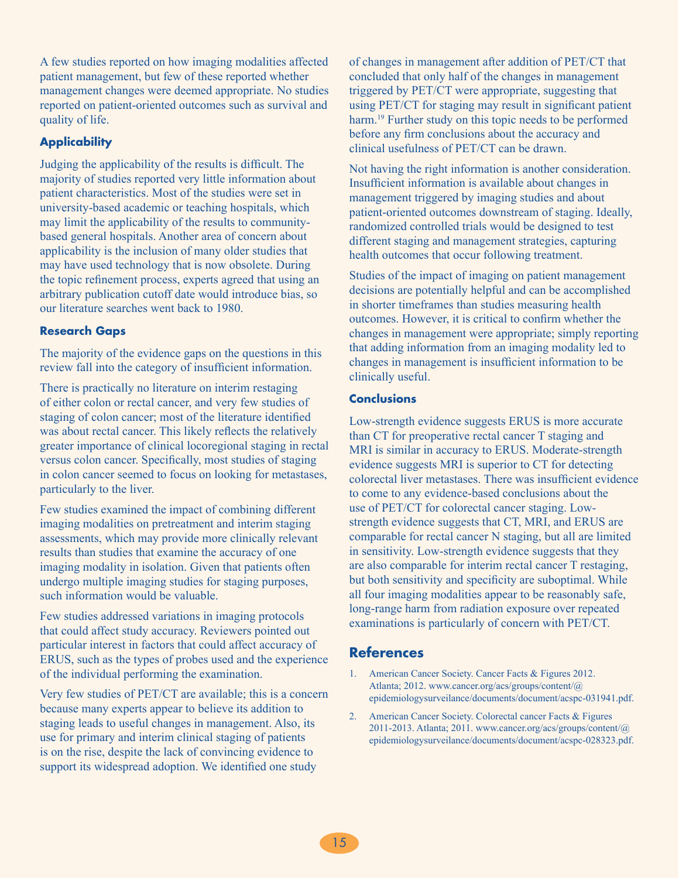A few studies reported on how imaging modalities affected patient management, but few of these reported whether management changes were deemed appropriate. No studies reported on patient-oriented outcomes such as survival and quality of life.

### Applicability

Judging the applicability of the results is difficult. The majority of studies reported very little information about patient characteristics. Most of the studies were set in university-based academic or teaching hospitals, which may limit the applicability of the results to community-based general hospitals. Another area of concern about applicability is the inclusion of many older studies that may have used technology that is now obsolete. During the topic refinement process, experts agreed that using an arbitrary publication cutoff date would introduce bias, so our literature searches went back to 1980.

### Research Gaps

The majority of the evidence gaps on the questions in this review fall into the category of insufficient information.

There is practically no literature on interim restaging of either colon or rectal cancer, and very few studies of staging of colon cancer; most of the literature identified was about rectal cancer. This likely reflects the relatively greater importance of clinical locoregional staging in rectal versus colon cancer. Specifically, most studies of staging in colon cancer seemed to focus on looking for metastases, particularly to the liver.

Few studies examined the impact of combining different imaging modalities on pretreatment and interim staging assessments, which may provide more clinically relevant results than studies that examine the accuracy of one imaging modality in isolation. Given that patients often undergo multiple imaging studies for staging purposes, such information would be valuable.

Few studies addressed variations in imaging protocols that could affect study accuracy. Reviewers pointed out particular interest in factors that could affect accuracy of ERUS, such as the types of probes used and the experience of the individual performing the examination.

Very few studies of PET/CT are available; this is a concern because many experts appear to believe its addition to staging leads to useful changes in management. Also, its use for primary and interim clinical staging of patients is on the rise, despite the lack of convincing evidence to support its widespread adoption. We identified one study of changes in management after addition of PET/CT that concluded that only half of the changes in management triggered by PET/CT were appropriate, suggesting that using PET/CT for staging may result in significant patient harm.[19] Further study on this topic needs to be performed before any firm conclusions about the accuracy and clinical usefulness of PET/CT can be drawn.

Not having the right information is another consideration. Insufficient information is available about changes in management triggered by imaging studies and about patient-oriented outcomes downstream of staging. Ideally, randomized controlled trials would be designed to test different staging and management strategies, capturing health outcomes that occur following treatment.

Studies of the impact of imaging on patient management decisions are potentially helpful and can be accomplished in shorter timeframes than studies measuring health outcomes. However, it is critical to confirm whether the changes in management were appropriate; simply reporting that adding information from an imaging modality led to changes in management is insufficient information to be clinically useful.

### Conclusions

Low-strength evidence suggests ERUS is more accurate than CT for preoperative rectal cancer T staging and MRI is similar in accuracy to ERUS. Moderate-strength evidence suggests MRI is superior to CT for detecting colorectal liver metastases. There was insufficient evidence to come to any evidence-based conclusions about the use of PET/CT for colorectal cancer staging. Low-strength evidence suggests that CT, MRI, and ERUS are comparable for rectal cancer N staging, but all are limited in sensitivity. Low-strength evidence suggests that they are also comparable for interim rectal cancer T restaging, but both sensitivity and specificity are suboptimal. While all four imaging modalities appear to be reasonably safe, long-range harm from radiation exposure over repeated examinations is particularly of concern with PET/CT.

## References

1. American Cancer Society. Cancer Facts & Figures 2012. Atlanta; 2012. www.cancer.org/acs/groups/content/@epidemiologysurveilance/documents/document/acspc-031941.pdf.
2. American Cancer Society. Colorectal cancer Facts & Figures 2011-2013. Atlanta; 2011. www.cancer.org/acs/groups/content/@epidemiologysurveilance/documents/document/acspc-028323.pdf.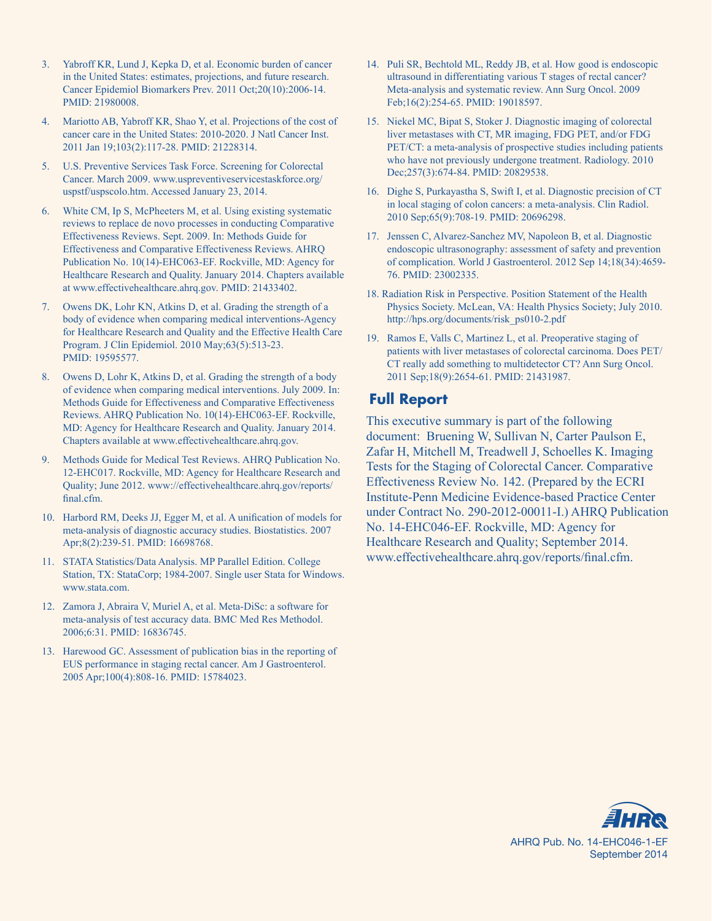3. Yabroff KR, Lund J, Kepka D, et al. Economic burden of cancer in the United States: estimates, projections, and future research. Cancer Epidemiol Biomarkers Prev. 2011 Oct;20(10):2006-14. PMID: 21980008.

4. Mariotto AB, Yabroff KR, Shao Y, et al. Projections of the cost of cancer care in the United States: 2010-2020. J Natl Cancer Inst. 2011 Jan 19;103(2):117-28. PMID: 21228314.

5. U.S. Preventive Services Task Force. Screening for Colorectal Cancer. March 2009. www.uspreventiveservicestaskforce.org/uspstf/uspscolo.htm. Accessed January 23, 2014.

6. White CM, Ip S, McPheeters M, et al. Using existing systematic reviews to replace de novo processes in conducting Comparative Effectiveness Reviews. Sept. 2009. In: Methods Guide for Effectiveness and Comparative Effectiveness Reviews. AHRQ Publication No. 10(14)-EHC063-EF. Rockville, MD: Agency for Healthcare Research and Quality. January 2014. Chapters available at www.effectivehealthcare.ahrq.gov. PMID: 21433402.

7. Owens DK, Lohr KN, Atkins D, et al. Grading the strength of a body of evidence when comparing medical interventions-Agency for Healthcare Research and Quality and the Effective Health Care Program. J Clin Epidemiol. 2010 May;63(5):513-23. PMID: 19595577.

8. Owens D, Lohr K, Atkins D, et al. Grading the strength of a body of evidence when comparing medical interventions. July 2009. In: Methods Guide for Effectiveness and Comparative Effectiveness Reviews. AHRQ Publication No. 10(14)-EHC063-EF. Rockville, MD: Agency for Healthcare Research and Quality. January 2014. Chapters available at www.effectivehealthcare.ahrq.gov.

9. Methods Guide for Medical Test Reviews. AHRQ Publication No. 12-EHC017. Rockville, MD: Agency for Healthcare Research and Quality; June 2012. www://effectivehealthcare.ahrq.gov/reports/final.cfm.

10. Harbord RM, Deeks JJ, Egger M, et al. A unification of models for meta-analysis of diagnostic accuracy studies. Biostatistics. 2007 Apr;8(2):239-51. PMID: 16698768.

11. STATA Statistics/Data Analysis. MP Parallel Edition. College Station, TX: StataCorp; 1984-2007. Single user Stata for Windows. www.stata.com.

12. Zamora J, Abraira V, Muriel A, et al. Meta-DiSc: a software for meta-analysis of test accuracy data. BMC Med Res Methodol. 2006;6:31. PMID: 16836745.

13. Harewood GC. Assessment of publication bias in the reporting of EUS performance in staging rectal cancer. Am J Gastroenterol. 2005 Apr;100(4):808-16. PMID: 15784023.

14. Puli SR, Bechtold ML, Reddy JB, et al. How good is endoscopic ultrasound in differentiating various T stages of rectal cancer? Meta-analysis and systematic review. Ann Surg Oncol. 2009 Feb;16(2):254-65. PMID: 19018597.

15. Niekel MC, Bipat S, Stoker J. Diagnostic imaging of colorectal liver metastases with CT, MR imaging, FDG PET, and/or FDG PET/CT: a meta-analysis of prospective studies including patients who have not previously undergone treatment. Radiology. 2010 Dec;257(3):674-84. PMID: 20829538.

16. Dighe S, Purkayastha S, Swift I, et al. Diagnostic precision of CT in local staging of colon cancers: a meta-analysis. Clin Radiol. 2010 Sep;65(9):708-19. PMID: 20696298.

17. Jenssen C, Alvarez-Sanchez MV, Napoleon B, et al. Diagnostic endoscopic ultrasonography: assessment of safety and prevention of complication. World J Gastroenterol. 2012 Sep 14;18(34):4659-76. PMID: 23002335.

18. Radiation Risk in Perspective. Position Statement of the Health Physics Society. McLean, VA: Health Physics Society; July 2010. http://hps.org/documents/risk_ps010-2.pdf

19. Ramos E, Valls C, Martinez L, et al. Preoperative staging of patients with liver metastases of colorectal carcinoma. Does PET/CT really add something to multidetector CT? Ann Surg Oncol. 2011 Sep;18(9):2654-61. PMID: 21431987.

## Full Report

This executive summary is part of the following document: Bruening W, Sullivan N, Carter Paulson E, Zafar H, Mitchell M, Treadwell J, Schoelles K. Imaging Tests for the Staging of Colorectal Cancer. Comparative Effectiveness Review No. 142. (Prepared by the ECRI Institute-Penn Medicine Evidence-based Practice Center under Contract No. 290-2012-00011-I.) AHRQ Publication No. 14-EHC046-EF. Rockville, MD: Agency for Healthcare Research and Quality; September 2014. www.effectivehealthcare.ahrq.gov/reports/final.cfm.

AHRQ

AHRQ Pub. No. 14-EHC046-1-EF
September 2014